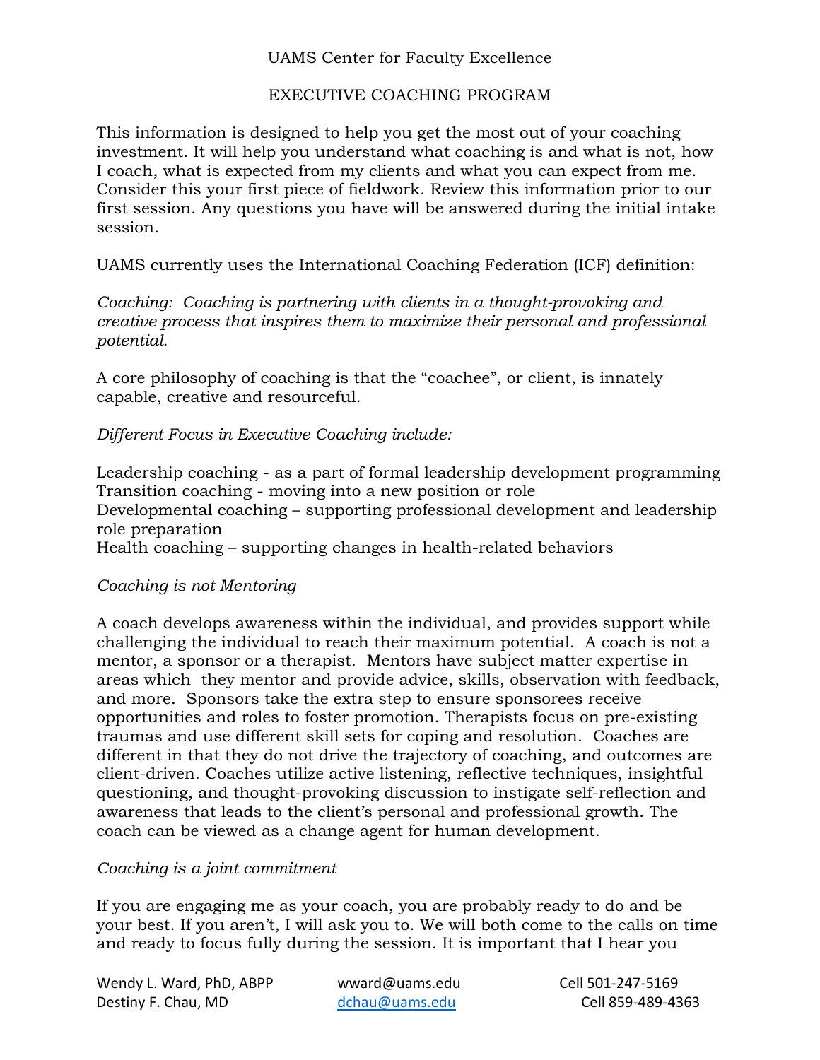UAMS Center for Faculty Excellence

# EXECUTIVE COACHING PROGRAM

This information is designed to help you get the most out of your coaching investment. It will help you understand what coaching is and what is not, how I coach, what is expected from my clients and what you can expect from me. Consider this your first piece of fieldwork. Review this information prior to our first session. Any questions you have will be answered during the initial intake session.

UAMS currently uses the International Coaching Federation (ICF) definition:

*Coaching: Coaching is partnering with clients in a thought-provoking and creative process that inspires them to maximize their personal and professional potential.*

A core philosophy of coaching is that the "coachee", or client, is innately capable, creative and resourceful.

*Different Focus in Executive Coaching include:*

Leadership coaching - as a part of formal leadership development programming
Transition coaching - moving into a new position or role
Developmental coaching – supporting professional development and leadership role preparation
Health coaching – supporting changes in health-related behaviors

*Coaching is not Mentoring*

A coach develops awareness within the individual, and provides support while challenging the individual to reach their maximum potential. A coach is not a mentor, a sponsor or a therapist. Mentors have subject matter expertise in areas which they mentor and provide advice, skills, observation with feedback, and more. Sponsors take the extra step to ensure sponsorees receive opportunities and roles to foster promotion. Therapists focus on pre-existing traumas and use different skill sets for coping and resolution. Coaches are different in that they do not drive the trajectory of coaching, and outcomes are client-driven. Coaches utilize active listening, reflective techniques, insightful questioning, and thought-provoking discussion to instigate self-reflection and awareness that leads to the client's personal and professional growth. The coach can be viewed as a change agent for human development.

*Coaching is a joint commitment*

If you are engaging me as your coach, you are probably ready to do and be your best. If you aren't, I will ask you to. We will both come to the calls on time and ready to focus fully during the session. It is important that I hear you

Wendy L. Ward, PhD, ABPP wward@uams.edu Cell 501-247-5169
Destiny F. Chau, MD dchau@uams.edu Cell 859-489-4363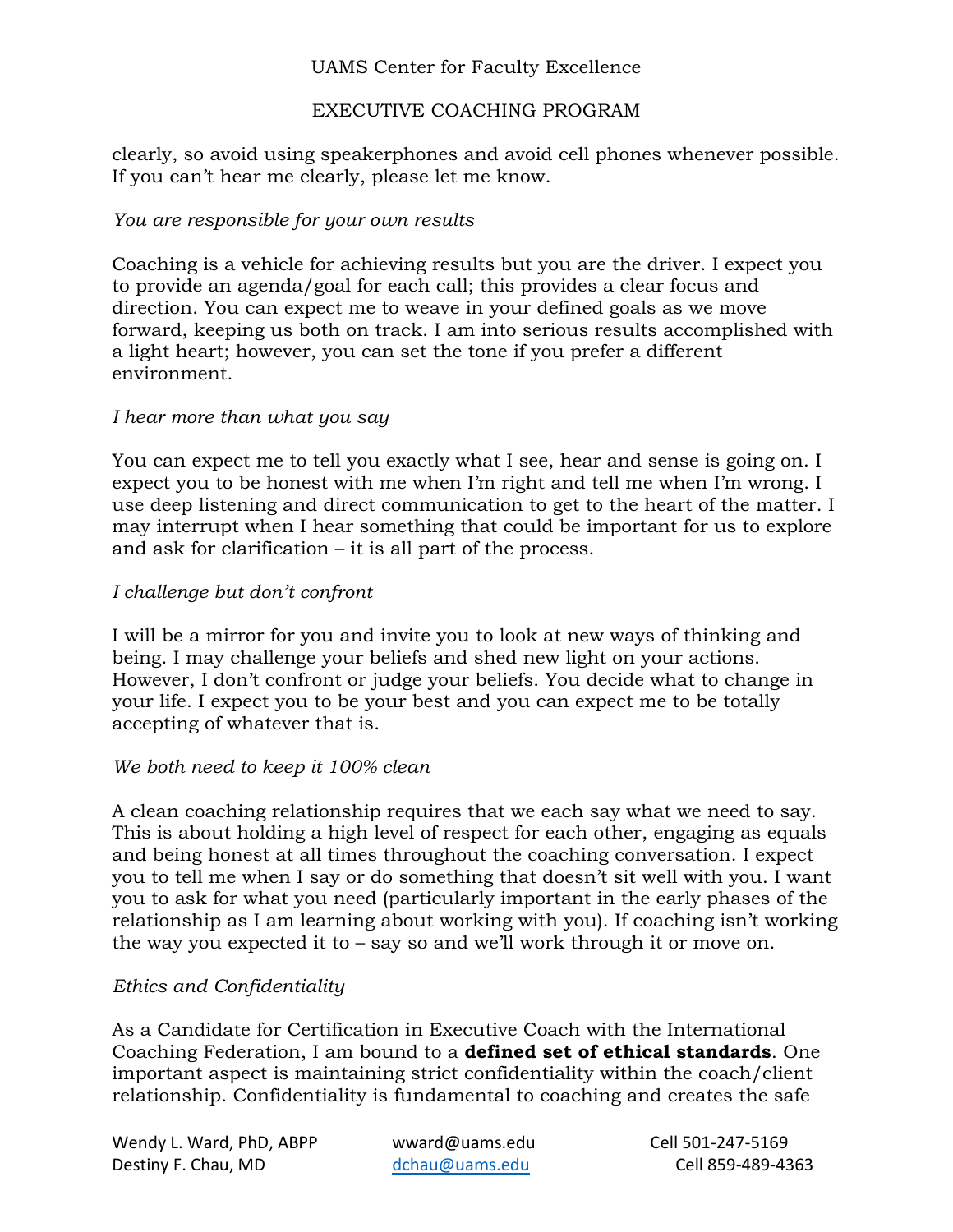clearly, so avoid using speakerphones and avoid cell phones whenever possible. If you can't hear me clearly, please let me know.

*You are responsible for your own results*

Coaching is a vehicle for achieving results but you are the driver. I expect you to provide an agenda/goal for each call; this provides a clear focus and direction. You can expect me to weave in your defined goals as we move forward, keeping us both on track. I am into serious results accomplished with a light heart; however, you can set the tone if you prefer a different environment.

*I hear more than what you say*

You can expect me to tell you exactly what I see, hear and sense is going on. I expect you to be honest with me when I'm right and tell me when I'm wrong. I use deep listening and direct communication to get to the heart of the matter. I may interrupt when I hear something that could be important for us to explore and ask for clarification – it is all part of the process.

*I challenge but don't confront*

I will be a mirror for you and invite you to look at new ways of thinking and being. I may challenge your beliefs and shed new light on your actions. However, I don't confront or judge your beliefs. You decide what to change in your life. I expect you to be your best and you can expect me to be totally accepting of whatever that is.

*We both need to keep it 100% clean*

A clean coaching relationship requires that we each say what we need to say. This is about holding a high level of respect for each other, engaging as equals and being honest at all times throughout the coaching conversation. I expect you to tell me when I say or do something that doesn't sit well with you. I want you to ask for what you need (particularly important in the early phases of the relationship as I am learning about working with you). If coaching isn't working the way you expected it to – say so and we'll work through it or move on.

*Ethics and Confidentiality*

As a Candidate for Certification in Executive Coach with the International Coaching Federation, I am bound to a **defined set of ethical standards**. One important aspect is maintaining strict confidentiality within the coach/client relationship. Confidentiality is fundamental to coaching and creates the safe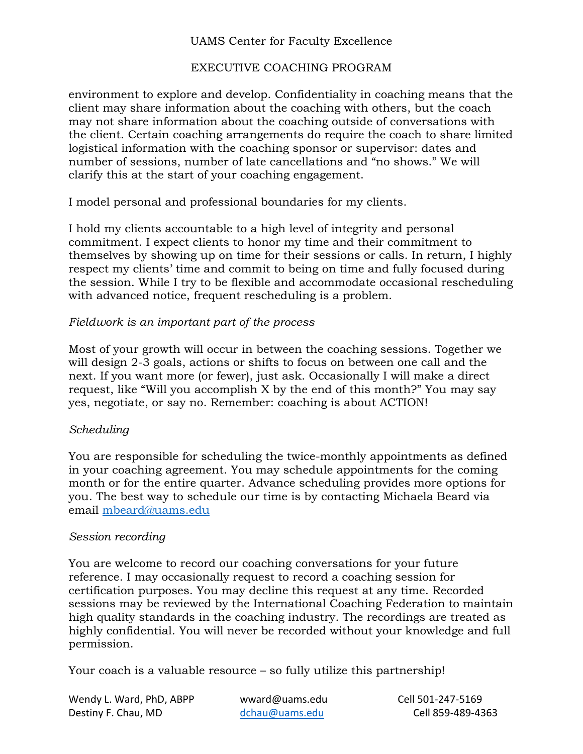environment to explore and develop. Confidentiality in coaching means that the client may share information about the coaching with others, but the coach may not share information about the coaching outside of conversations with the client. Certain coaching arrangements do require the coach to share limited logistical information with the coaching sponsor or supervisor: dates and number of sessions, number of late cancellations and "no shows." We will clarify this at the start of your coaching engagement.

I model personal and professional boundaries for my clients.

I hold my clients accountable to a high level of integrity and personal commitment. I expect clients to honor my time and their commitment to themselves by showing up on time for their sessions or calls. In return, I highly respect my clients' time and commit to being on time and fully focused during the session. While I try to be flexible and accommodate occasional rescheduling with advanced notice, frequent rescheduling is a problem.

*Fieldwork is an important part of the process*

Most of your growth will occur in between the coaching sessions. Together we will design 2-3 goals, actions or shifts to focus on between one call and the next. If you want more (or fewer), just ask. Occasionally I will make a direct request, like "Will you accomplish X by the end of this month?" You may say yes, negotiate, or say no. Remember: coaching is about ACTION!

*Scheduling*

You are responsible for scheduling the twice-monthly appointments as defined in your coaching agreement. You may schedule appointments for the coming month or for the entire quarter. Advance scheduling provides more options for you. The best way to schedule our time is by contacting Michaela Beard via email mbeard@uams.edu

*Session recording*

You are welcome to record our coaching conversations for your future reference. I may occasionally request to record a coaching session for certification purposes. You may decline this request at any time. Recorded sessions may be reviewed by the International Coaching Federation to maintain high quality standards in the coaching industry. The recordings are treated as highly confidential. You will never be recorded without your knowledge and full permission.

Your coach is a valuable resource – so fully utilize this partnership!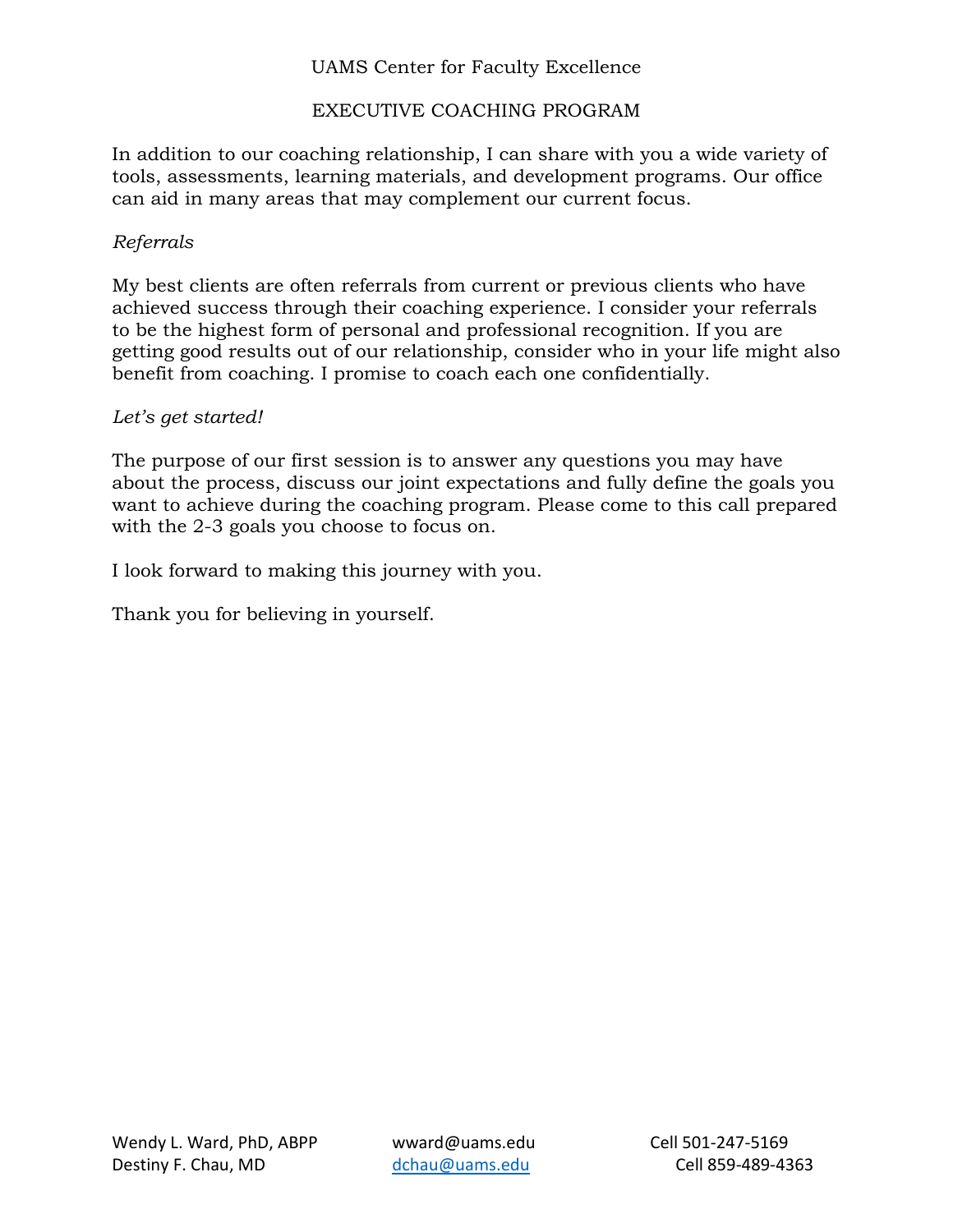UAMS Center for Faculty Excellence

EXECUTIVE COACHING PROGRAM

In addition to our coaching relationship, I can share with you a wide variety of tools, assessments, learning materials, and development programs. Our office can aid in many areas that may complement our current focus.

*Referrals*

My best clients are often referrals from current or previous clients who have achieved success through their coaching experience. I consider your referrals to be the highest form of personal and professional recognition. If you are getting good results out of our relationship, consider who in your life might also benefit from coaching. I promise to coach each one confidentially.

*Let's get started!*

The purpose of our first session is to answer any questions you may have about the process, discuss our joint expectations and fully define the goals you want to achieve during the coaching program. Please come to this call prepared with the 2-3 goals you choose to focus on.

I look forward to making this journey with you.

Thank you for believing in yourself.

| | | |
|---|---|---|
| Wendy L. Ward, PhD, ABPP | wward@uams.edu | Cell 501-247-5169 |
| Destiny F. Chau, MD | dchau@uams.edu | Cell 859-489-4363 |